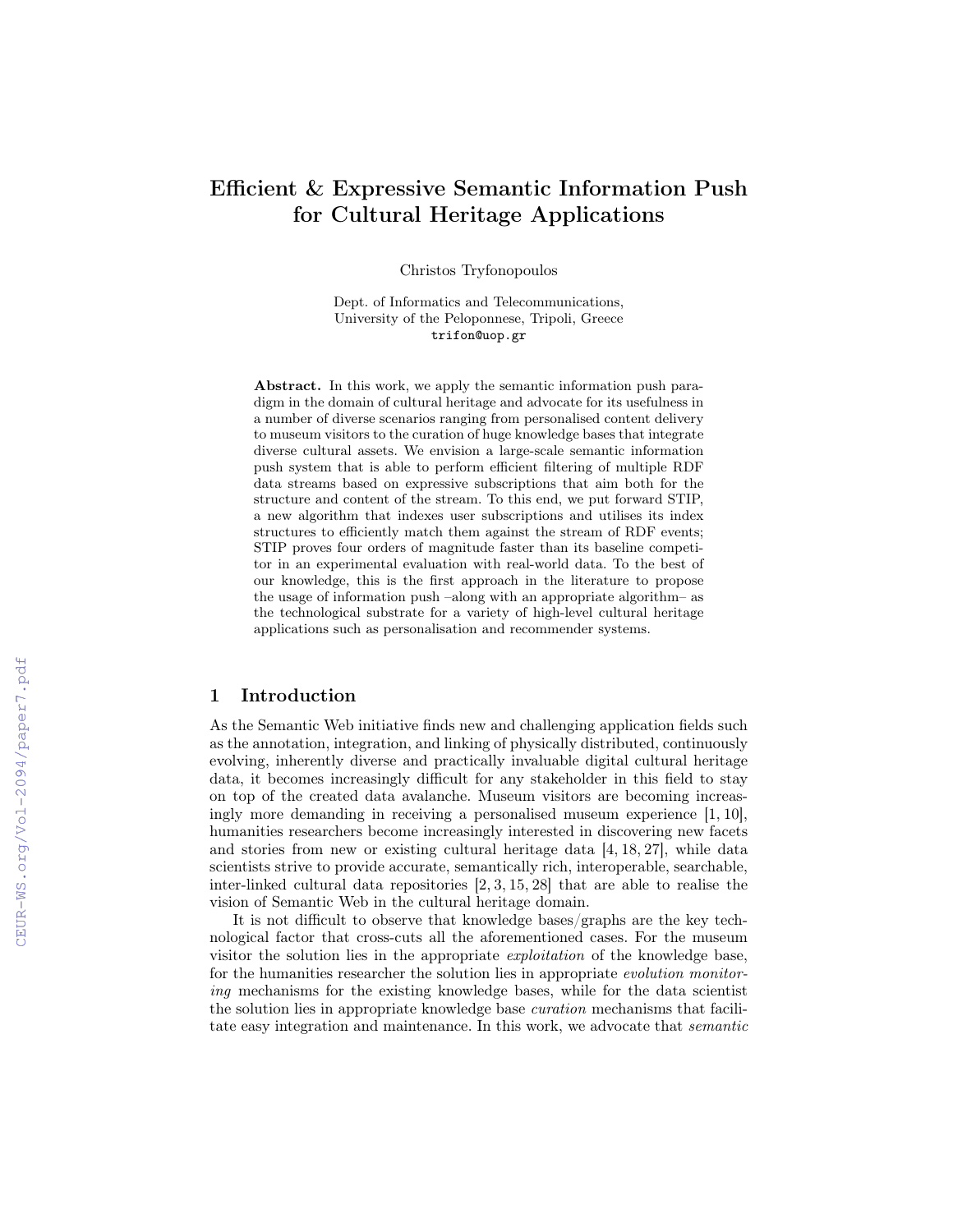# Efficient & Expressive Semantic Information Push for Cultural Heritage Applications

Christos Tryfonopoulos

Dept. of Informatics and Telecommunications,
University of the Peloponnese, Tripoli, Greece
trifon@uop.gr

**Abstract.** In this work, we apply the semantic information push paradigm in the domain of cultural heritage and advocate for its usefulness in a number of diverse scenarios ranging from personalised content delivery to museum visitors to the curation of huge knowledge bases that integrate diverse cultural assets. We envision a large-scale semantic information push system that is able to perform efficient filtering of multiple RDF data streams based on expressive subscriptions that aim both for the structure and content of the stream. To this end, we put forward STIP, a new algorithm that indexes user subscriptions and utilises its index structures to efficiently match them against the stream of RDF events; STIP proves four orders of magnitude faster than its baseline competitor in an experimental evaluation with real-world data. To the best of our knowledge, this is the first approach in the literature to propose the usage of information push –along with an appropriate algorithm– as the technological substrate for a variety of high-level cultural heritage applications such as personalisation and recommender systems.

## 1 Introduction

As the Semantic Web initiative finds new and challenging application fields such as the annotation, integration, and linking of physically distributed, continuously evolving, inherently diverse and practically invaluable digital cultural heritage data, it becomes increasingly difficult for any stakeholder in this field to stay on top of the created data avalanche. Museum visitors are becoming increasingly more demanding in receiving a personalised museum experience [1, 10], humanities researchers become increasingly interested in discovering new facets and stories from new or existing cultural heritage data [4, 18, 27], while data scientists strive to provide accurate, semantically rich, interoperable, searchable, inter-linked cultural data repositories [2, 3, 15, 28] that are able to realise the vision of Semantic Web in the cultural heritage domain.

It is not difficult to observe that knowledge bases/graphs are the key technological factor that cross-cuts all the aforementioned cases. For the museum visitor the solution lies in the appropriate *exploitation* of the knowledge base, for the humanities researcher the solution lies in appropriate *evolution monitoring* mechanisms for the existing knowledge bases, while for the data scientist the solution lies in appropriate knowledge base *curation* mechanisms that facilitate easy integration and maintenance. In this work, we advocate that *semantic*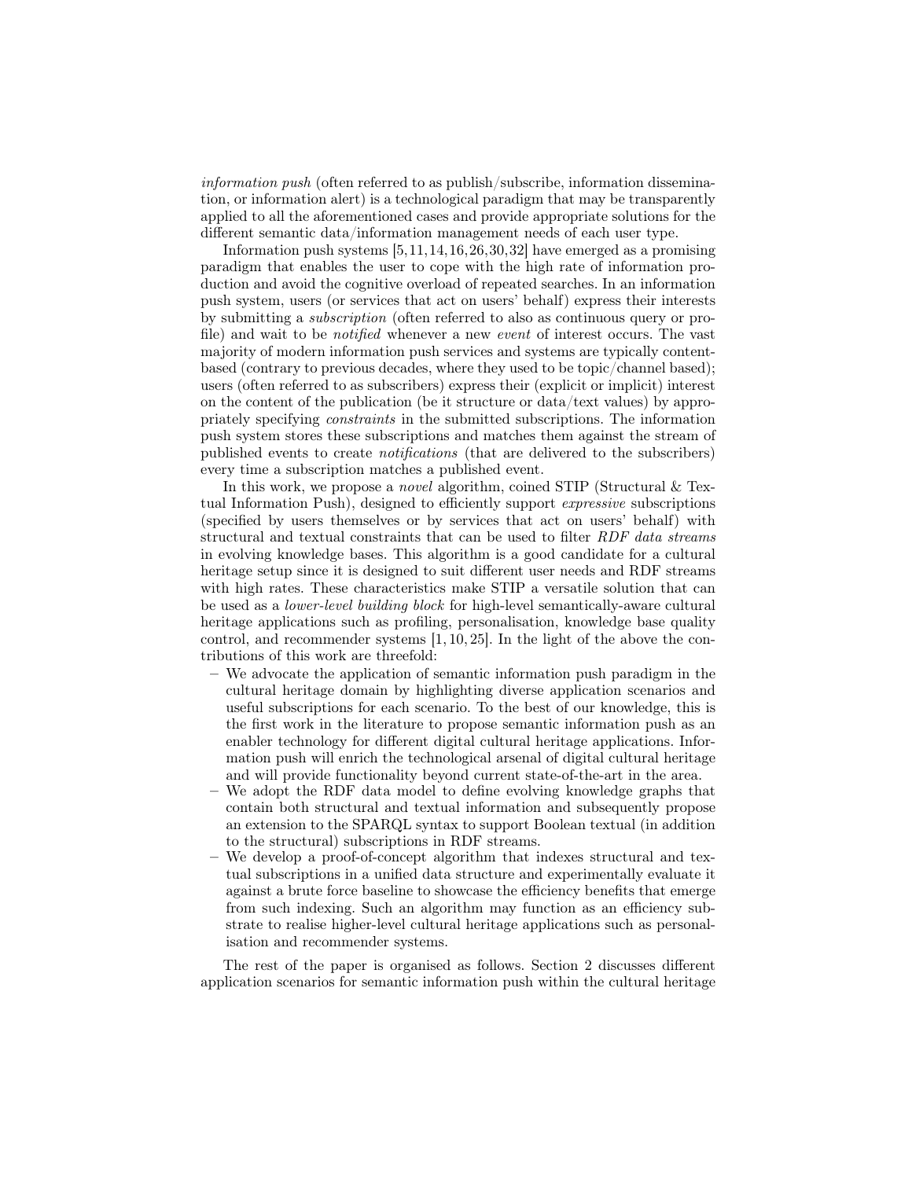*information push* (often referred to as publish/subscribe, information dissemination, or information alert) is a technological paradigm that may be transparently applied to all the aforementioned cases and provide appropriate solutions for the different semantic data/information management needs of each user type.

Information push systems [5,11,14,16,26,30,32] have emerged as a promising paradigm that enables the user to cope with the high rate of information production and avoid the cognitive overload of repeated searches. In an information push system, users (or services that act on users' behalf) express their interests by submitting a *subscription* (often referred to also as continuous query or profile) and wait to be *notified* whenever a new *event* of interest occurs. The vast majority of modern information push services and systems are typically content-based (contrary to previous decades, where they used to be topic/channel based); users (often referred to as subscribers) express their (explicit or implicit) interest on the content of the publication (be it structure or data/text values) by appropriately specifying *constraints* in the submitted subscriptions. The information push system stores these subscriptions and matches them against the stream of published events to create *notifications* (that are delivered to the subscribers) every time a subscription matches a published event.

In this work, we propose a *novel* algorithm, coined STIP (Structural & Textual Information Push), designed to efficiently support *expressive* subscriptions (specified by users themselves or by services that act on users' behalf) with structural and textual constraints that can be used to filter *RDF data streams* in evolving knowledge bases. This algorithm is a good candidate for a cultural heritage setup since it is designed to suit different user needs and RDF streams with high rates. These characteristics make STIP a versatile solution that can be used as a *lower-level building block* for high-level semantically-aware cultural heritage applications such as profiling, personalisation, knowledge base quality control, and recommender systems [1, 10, 25]. In the light of the above the contributions of this work are threefold:

- We advocate the application of semantic information push paradigm in the cultural heritage domain by highlighting diverse application scenarios and useful subscriptions for each scenario. To the best of our knowledge, this is the first work in the literature to propose semantic information push as an enabler technology for different digital cultural heritage applications. Information push will enrich the technological arsenal of digital cultural heritage and will provide functionality beyond current state-of-the-art in the area.
- We adopt the RDF data model to define evolving knowledge graphs that contain both structural and textual information and subsequently propose an extension to the SPARQL syntax to support Boolean textual (in addition to the structural) subscriptions in RDF streams.
- We develop a proof-of-concept algorithm that indexes structural and textual subscriptions in a unified data structure and experimentally evaluate it against a brute force baseline to showcase the efficiency benefits that emerge from such indexing. Such an algorithm may function as an efficiency substrate to realise higher-level cultural heritage applications such as personalisation and recommender systems.

The rest of the paper is organised as follows. Section 2 discusses different application scenarios for semantic information push within the cultural heritage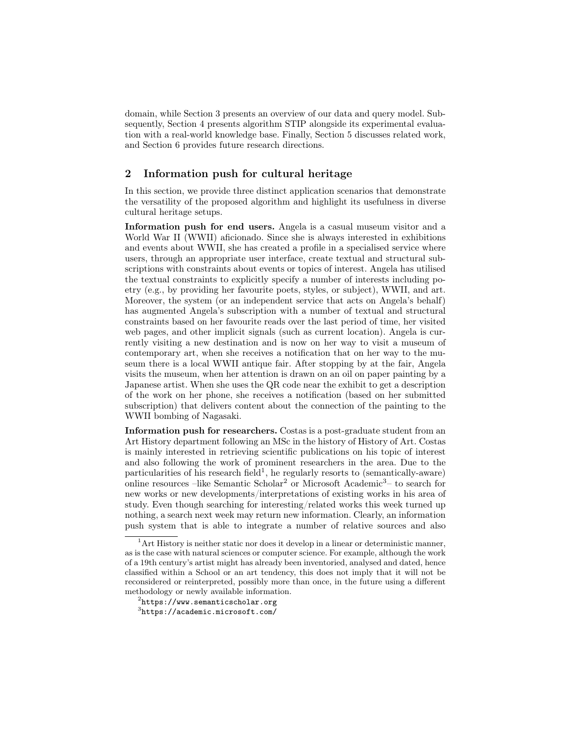domain, while Section 3 presents an overview of our data and query model. Subsequently, Section 4 presents algorithm STIP alongside its experimental evaluation with a real-world knowledge base. Finally, Section 5 discusses related work, and Section 6 provides future research directions.

## 2 Information push for cultural heritage

In this section, we provide three distinct application scenarios that demonstrate the versatility of the proposed algorithm and highlight its usefulness in diverse cultural heritage setups.

**Information push for end users.** Angela is a casual museum visitor and a World War II (WWII) aficionado. Since she is always interested in exhibitions and events about WWII, she has created a profile in a specialised service where users, through an appropriate user interface, create textual and structural subscriptions with constraints about events or topics of interest. Angela has utilised the textual constraints to explicitly specify a number of interests including poetry (e.g., by providing her favourite poets, styles, or subject), WWII, and art. Moreover, the system (or an independent service that acts on Angela's behalf) has augmented Angela's subscription with a number of textual and structural constraints based on her favourite reads over the last period of time, her visited web pages, and other implicit signals (such as current location). Angela is currently visiting a new destination and is now on her way to visit a museum of contemporary art, when she receives a notification that on her way to the museum there is a local WWII antique fair. After stopping by at the fair, Angela visits the museum, when her attention is drawn on an oil on paper painting by a Japanese artist. When she uses the QR code near the exhibit to get a description of the work on her phone, she receives a notification (based on her submitted subscription) that delivers content about the connection of the painting to the WWII bombing of Nagasaki.

**Information push for researchers.** Costas is a post-graduate student from an Art History department following an MSc in the history of History of Art. Costas is mainly interested in retrieving scientific publications on his topic of interest and also following the work of prominent researchers in the area. Due to the particularities of his research field[1], he regularly resorts to (semantically-aware) online resources –like Semantic Scholar[2] or Microsoft Academic[3]– to search for new works or new developments/interpretations of existing works in his area of study. Even though searching for interesting/related works this week turned up nothing, a search next week may return new information. Clearly, an information push system that is able to integrate a number of relative sources and also

[1] Art History is neither static nor does it develop in a linear or deterministic manner, as is the case with natural sciences or computer science. For example, although the work of a 19th century's artist might has already been inventoried, analysed and dated, hence classified within a School or an art tendency, this does not imply that it will not be reconsidered or reinterpreted, possibly more than once, in the future using a different methodology or newly available information.

[2] https://www.semanticscholar.org

[3] https://academic.microsoft.com/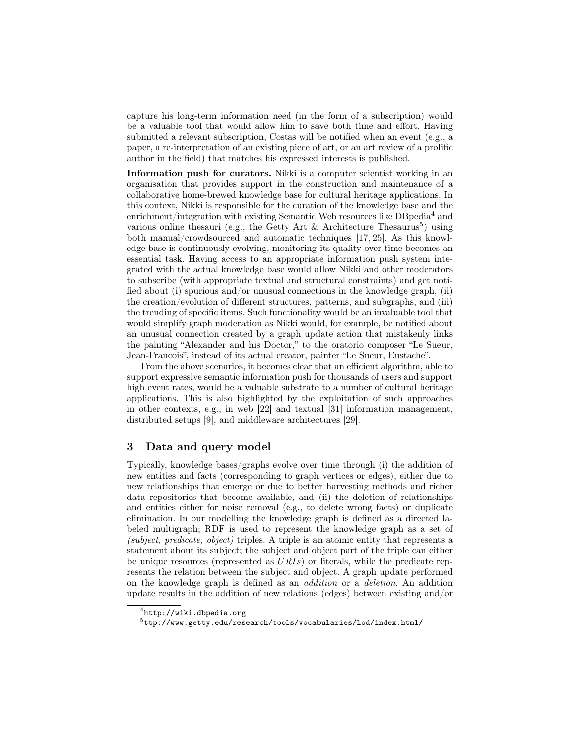capture his long-term information need (in the form of a subscription) would be a valuable tool that would allow him to save both time and effort. Having submitted a relevant subscription, Costas will be notified when an event (e.g., a paper, a re-interpretation of an existing piece of art, or an art review of a prolific author in the field) that matches his expressed interests is published.

**Information push for curators.** Nikki is a computer scientist working in an organisation that provides support in the construction and maintenance of a collaborative home-brewed knowledge base for cultural heritage applications. In this context, Nikki is responsible for the curation of the knowledge base and the enrichment/integration with existing Semantic Web resources like DBpedia[4] and various online thesauri (e.g., the Getty Art & Architecture Thesaurus[5]) using both manual/crowdsourced and automatic techniques [17, 25]. As this knowledge base is continuously evolving, monitoring its quality over time becomes an essential task. Having access to an appropriate information push system integrated with the actual knowledge base would allow Nikki and other moderators to subscribe (with appropriate textual and structural constraints) and get notified about (i) spurious and/or unusual connections in the knowledge graph, (ii) the creation/evolution of different structures, patterns, and subgraphs, and (iii) the trending of specific items. Such functionality would be an invaluable tool that would simplify graph moderation as Nikki would, for example, be notified about an unusual connection created by a graph update action that mistakenly links the painting "Alexander and his Doctor," to the oratorio composer "Le Sueur, Jean-Francois", instead of its actual creator, painter "Le Sueur, Eustache".

From the above scenarios, it becomes clear that an efficient algorithm, able to support expressive semantic information push for thousands of users and support high event rates, would be a valuable substrate to a number of cultural heritage applications. This is also highlighted by the exploitation of such approaches in other contexts, e.g., in web [22] and textual [31] information management, distributed setups [9], and middleware architectures [29].

## 3 Data and query model

Typically, knowledge bases/graphs evolve over time through (i) the addition of new entities and facts (corresponding to graph vertices or edges), either due to new relationships that emerge or due to better harvesting methods and richer data repositories that become available, and (ii) the deletion of relationships and entities either for noise removal (e.g., to delete wrong facts) or duplicate elimination. In our modelling the knowledge graph is defined as a directed labeled multigraph; RDF is used to represent the knowledge graph as a set of *(subject, predicate, object)* triples. A triple is an atomic entity that represents a statement about its subject; the subject and object part of the triple can either be unique resources (represented as *URIs*) or literals, while the predicate represents the relation between the subject and object. A graph update performed on the knowledge graph is defined as an *addition* or a *deletion*. An addition update results in the addition of new relations (edges) between existing and/or

[4] http://wiki.dbpedia.org

[5] ttp://www.getty.edu/research/tools/vocabularies/lod/index.html/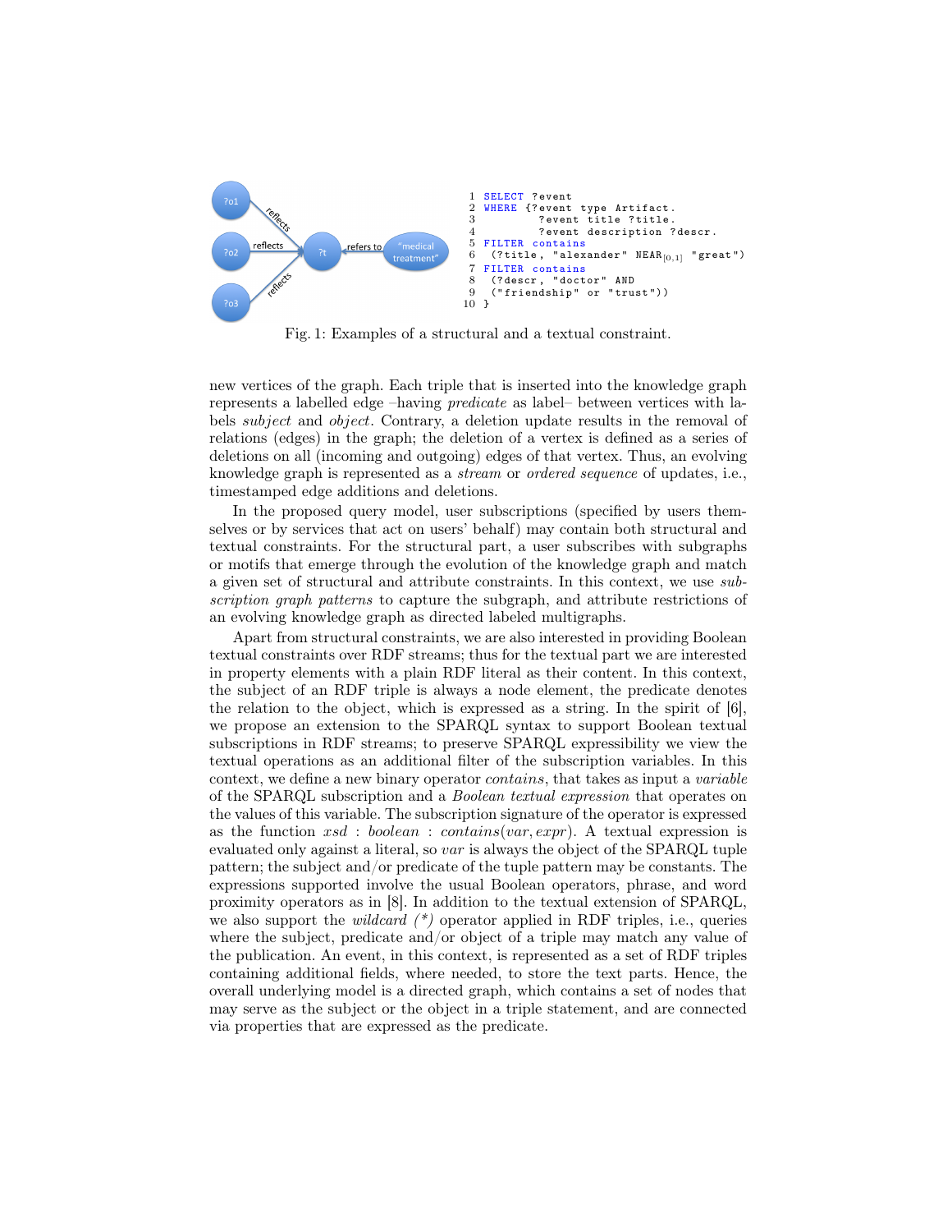?o1

?o2

?o3

?t

"medical treatment"

reflects

reflects

reflects

refers to

```
1  SELECT ?event
2  WHERE {?event type Artifact.
3         ?event title ?title.
4         ?event description ?descr.
5  FILTER contains
6   (?title, "alexander" NEAR[0,1] "great")
7  FILTER contains
8   (?descr, "doctor" AND
9   ("friendship" or "trust"))
10 }
```

Fig. 1: Examples of a structural and a textual constraint.

new vertices of the graph. Each triple that is inserted into the knowledge graph represents a labelled edge –having *predicate* as label– between vertices with labels *subject* and *object*. Contrary, a deletion update results in the removal of relations (edges) in the graph; the deletion of a vertex is defined as a series of deletions on all (incoming and outgoing) edges of that vertex. Thus, an evolving knowledge graph is represented as a *stream* or *ordered sequence* of updates, i.e., timestamped edge additions and deletions.

In the proposed query model, user subscriptions (specified by users themselves or by services that act on users' behalf) may contain both structural and textual constraints. For the structural part, a user subscribes with subgraphs or motifs that emerge through the evolution of the knowledge graph and match a given set of structural and attribute constraints. In this context, we use *subscription graph patterns* to capture the subgraph, and attribute restrictions of an evolving knowledge graph as directed labeled multigraphs.

Apart from structural constraints, we are also interested in providing Boolean textual constraints over RDF streams; thus for the textual part we are interested in property elements with a plain RDF literal as their content. In this context, the subject of an RDF triple is always a node element, the predicate denotes the relation to the object, which is expressed as a string. In the spirit of [6], we propose an extension to the SPARQL syntax to support Boolean textual subscriptions in RDF streams; to preserve SPARQL expressibility we view the textual operations as an additional filter of the subscription variables. In this context, we define a new binary operator *contains*, that takes as input a *variable* of the SPARQL subscription and a *Boolean textual expression* that operates on the values of this variable. The subscription signature of the operator is expressed as the function $xsd : boolean : contains(var, expr)$. A textual expression is evaluated only against a literal, so $var$ is always the object of the SPARQL tuple pattern; the subject and/or predicate of the tuple pattern may be constants. The expressions supported involve the usual Boolean operators, phrase, and word proximity operators as in [8]. In addition to the textual extension of SPARQL, we also support the *wildcard (*)* operator applied in RDF triples, i.e., queries where the subject, predicate and/or object of a triple may match any value of the publication. An event, in this context, is represented as a set of RDF triples containing additional fields, where needed, to store the text parts. Hence, the overall underlying model is a directed graph, which contains a set of nodes that may serve as the subject or the object in a triple statement, and are connected via properties that are expressed as the predicate.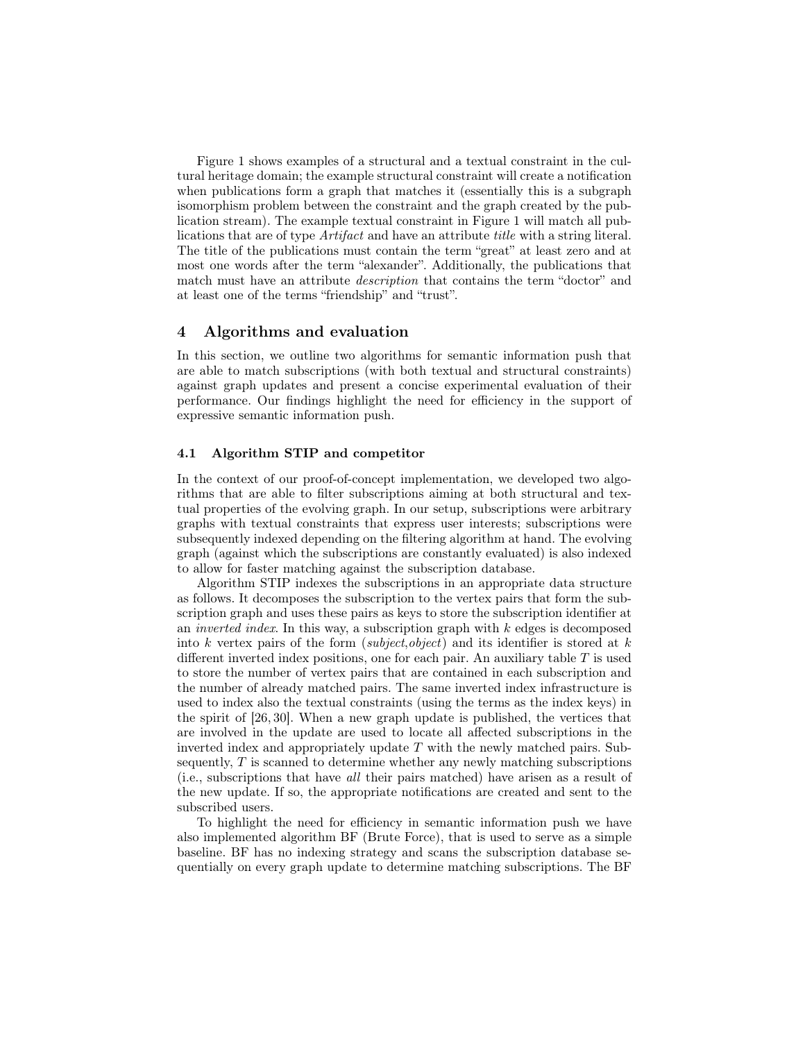Figure 1 shows examples of a structural and a textual constraint in the cultural heritage domain; the example structural constraint will create a notification when publications form a graph that matches it (essentially this is a subgraph isomorphism problem between the constraint and the graph created by the publication stream). The example textual constraint in Figure 1 will match all publications that are of type *Artifact* and have an attribute *title* with a string literal. The title of the publications must contain the term "great" at least zero and at most one words after the term "alexander". Additionally, the publications that match must have an attribute *description* that contains the term "doctor" and at least one of the terms "friendship" and "trust".

## 4 Algorithms and evaluation

In this section, we outline two algorithms for semantic information push that are able to match subscriptions (with both textual and structural constraints) against graph updates and present a concise experimental evaluation of their performance. Our findings highlight the need for efficiency in the support of expressive semantic information push.

### 4.1 Algorithm STIP and competitor

In the context of our proof-of-concept implementation, we developed two algorithms that are able to filter subscriptions aiming at both structural and textual properties of the evolving graph. In our setup, subscriptions were arbitrary graphs with textual constraints that express user interests; subscriptions were subsequently indexed depending on the filtering algorithm at hand. The evolving graph (against which the subscriptions are constantly evaluated) is also indexed to allow for faster matching against the subscription database.

Algorithm STIP indexes the subscriptions in an appropriate data structure as follows. It decomposes the subscription to the vertex pairs that form the subscription graph and uses these pairs as keys to store the subscription identifier at an *inverted index*. In this way, a subscription graph with $k$ edges is decomposed into $k$ vertex pairs of the form (*subject*,*object*) and its identifier is stored at $k$ different inverted index positions, one for each pair. An auxiliary table $T$ is used to store the number of vertex pairs that are contained in each subscription and the number of already matched pairs. The same inverted index infrastructure is used to index also the textual constraints (using the terms as the index keys) in the spirit of [26, 30]. When a new graph update is published, the vertices that are involved in the update are used to locate all affected subscriptions in the inverted index and appropriately update $T$ with the newly matched pairs. Subsequently, $T$ is scanned to determine whether any newly matching subscriptions (i.e., subscriptions that have *all* their pairs matched) have arisen as a result of the new update. If so, the appropriate notifications are created and sent to the subscribed users.

To highlight the need for efficiency in semantic information push we have also implemented algorithm BF (Brute Force), that is used to serve as a simple baseline. BF has no indexing strategy and scans the subscription database sequentially on every graph update to determine matching subscriptions. The BF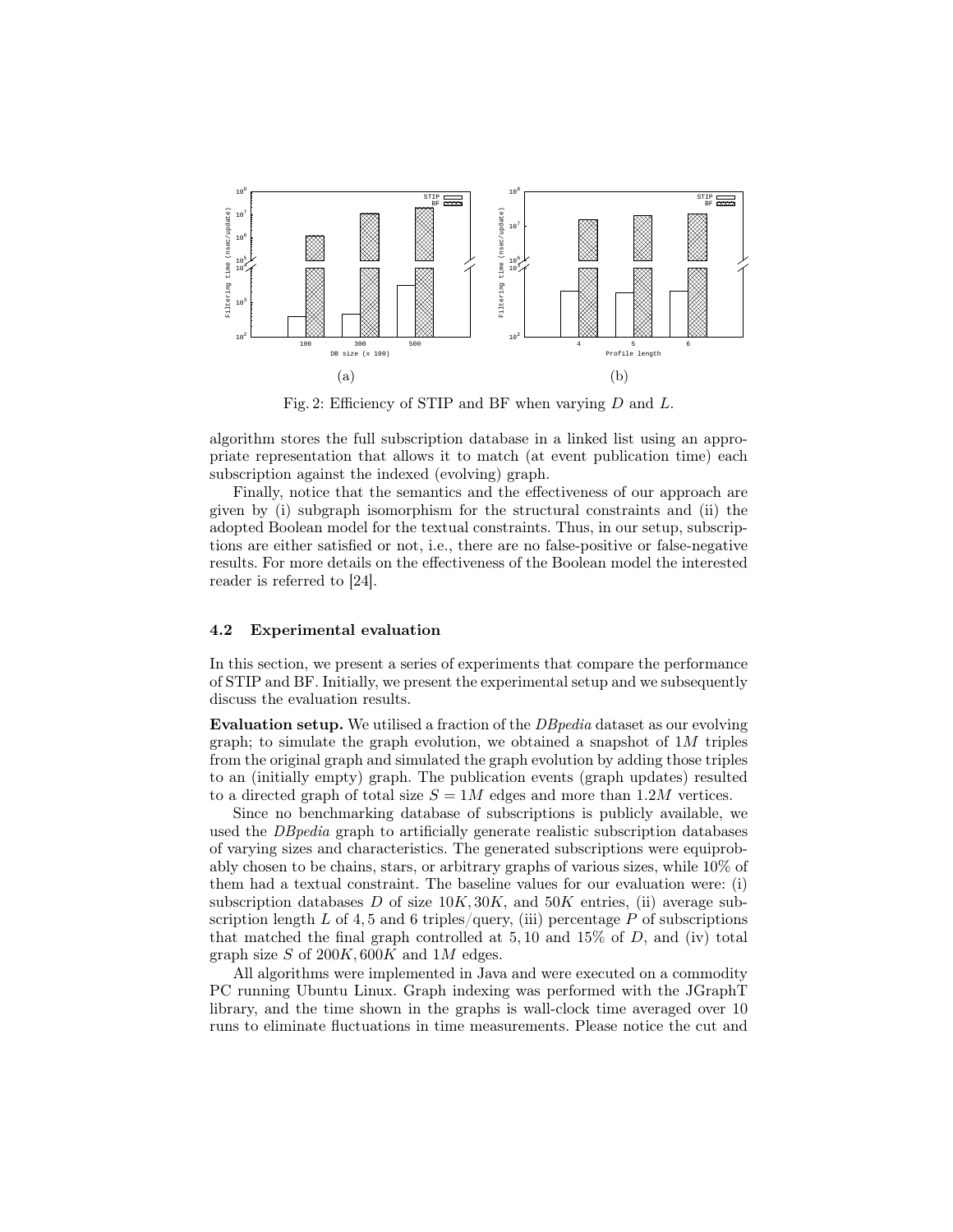Filtering time (nsec/update)

$10^8$ $10^7$ $10^6$ $10^5$ $10^4$ $10^3$ $10^2$

STIP
BF

100 300 500

DB size (x 100)

(a)

Filtering time (nsec/update)

$10^8$ $10^7$ $10^6$ $10^5$ $10^2$

STIP
BF

4 5 6

Profile length

(b)

Fig. 2: Efficiency of STIP and BF when varying $D$ and $L$.

algorithm stores the full subscription database in a linked list using an appropriate representation that allows it to match (at event publication time) each subscription against the indexed (evolving) graph.

Finally, notice that the semantics and the effectiveness of our approach are given by (i) subgraph isomorphism for the structural constraints and (ii) the adopted Boolean model for the textual constraints. Thus, in our setup, subscriptions are either satisfied or not, i.e., there are no false-positive or false-negative results. For more details on the effectiveness of the Boolean model the interested reader is referred to [24].

### 4.2 Experimental evaluation

In this section, we present a series of experiments that compare the performance of STIP and BF. Initially, we present the experimental setup and we subsequently discuss the evaluation results.

**Evaluation setup.** We utilised a fraction of the *DBpedia* dataset as our evolving graph; to simulate the graph evolution, we obtained a snapshot of $1M$ triples from the original graph and simulated the graph evolution by adding those triples to an (initially empty) graph. The publication events (graph updates) resulted to a directed graph of total size $S = 1M$ edges and more than $1.2M$ vertices.

Since no benchmarking database of subscriptions is publicly available, we used the *DBpedia* graph to artificially generate realistic subscription databases of varying sizes and characteristics. The generated subscriptions were equiprobably chosen to be chains, stars, or arbitrary graphs of various sizes, while 10% of them had a textual constraint. The baseline values for our evaluation were: (i) subscription databases $D$ of size $10K, 30K$, and $50K$ entries, (ii) average subscription length $L$ of $4, 5$ and 6 triples/query, (iii) percentage $P$ of subscriptions that matched the final graph controlled at $5, 10$ and 15% of $D$, and (iv) total graph size $S$ of $200K, 600K$ and $1M$ edges.

All algorithms were implemented in Java and were executed on a commodity PC running Ubuntu Linux. Graph indexing was performed with the JGraphT library, and the time shown in the graphs is wall-clock time averaged over 10 runs to eliminate fluctuations in time measurements. Please notice the cut and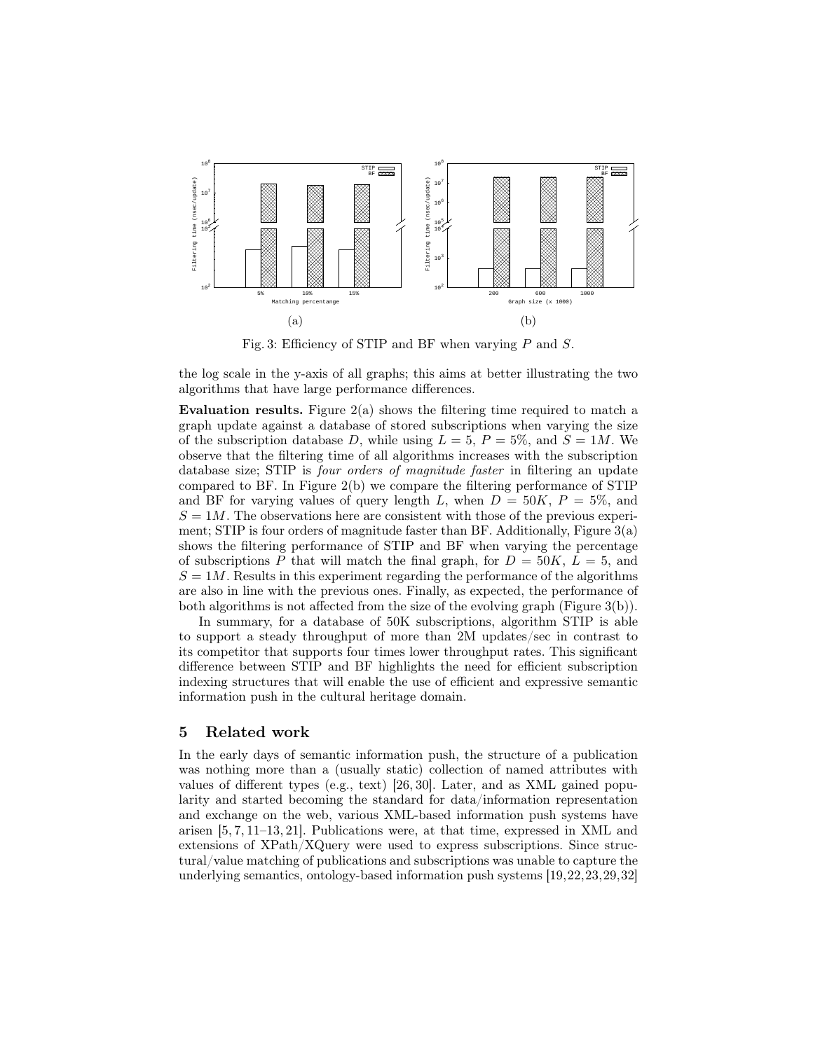STIP
BF
$10^8$
$10^7$
$10^6$
$10^4$
$10^2$
Filtering time (nsec/update)
5%
10%
15%
Matching percentange

(a)

STIP
BF
$10^8$
$10^7$
$10^6$
$10^5$
$10^4$
$10^3$
$10^2$
Filtering time (nsec/update)
200
600
1000
Graph size (x 1000)

(b)

Fig. 3: Efficiency of STIP and BF when varying $P$ and $S$.

the log scale in the y-axis of all graphs; this aims at better illustrating the two algorithms that have large performance differences.

**Evaluation results.** Figure 2(a) shows the filtering time required to match a graph update against a database of stored subscriptions when varying the size of the subscription database $D$, while using $L = 5$, $P = 5\%$, and $S = 1M$. We observe that the filtering time of all algorithms increases with the subscription database size; STIP is *four orders of magnitude faster* in filtering an update compared to BF. In Figure 2(b) we compare the filtering performance of STIP and BF for varying values of query length $L$, when $D = 50K$, $P = 5\%$, and $S = 1M$. The observations here are consistent with those of the previous experiment; STIP is four orders of magnitude faster than BF. Additionally, Figure 3(a) shows the filtering performance of STIP and BF when varying the percentage of subscriptions $P$ that will match the final graph, for $D = 50K$, $L = 5$, and $S = 1M$. Results in this experiment regarding the performance of the algorithms are also in line with the previous ones. Finally, as expected, the performance of both algorithms is not affected from the size of the evolving graph (Figure 3(b)).

In summary, for a database of 50K subscriptions, algorithm STIP is able to support a steady throughput of more than 2M updates/sec in contrast to its competitor that supports four times lower throughput rates. This significant difference between STIP and BF highlights the need for efficient subscription indexing structures that will enable the use of efficient and expressive semantic information push in the cultural heritage domain.

## 5 Related work

In the early days of semantic information push, the structure of a publication was nothing more than a (usually static) collection of named attributes with values of different types (e.g., text) [26, 30]. Later, and as XML gained popularity and started becoming the standard for data/information representation and exchange on the web, various XML-based information push systems have arisen [5, 7, 11–13, 21]. Publications were, at that time, expressed in XML and extensions of XPath/XQuery were used to express subscriptions. Since structural/value matching of publications and subscriptions was unable to capture the underlying semantics, ontology-based information push systems [19,22,23,29,32]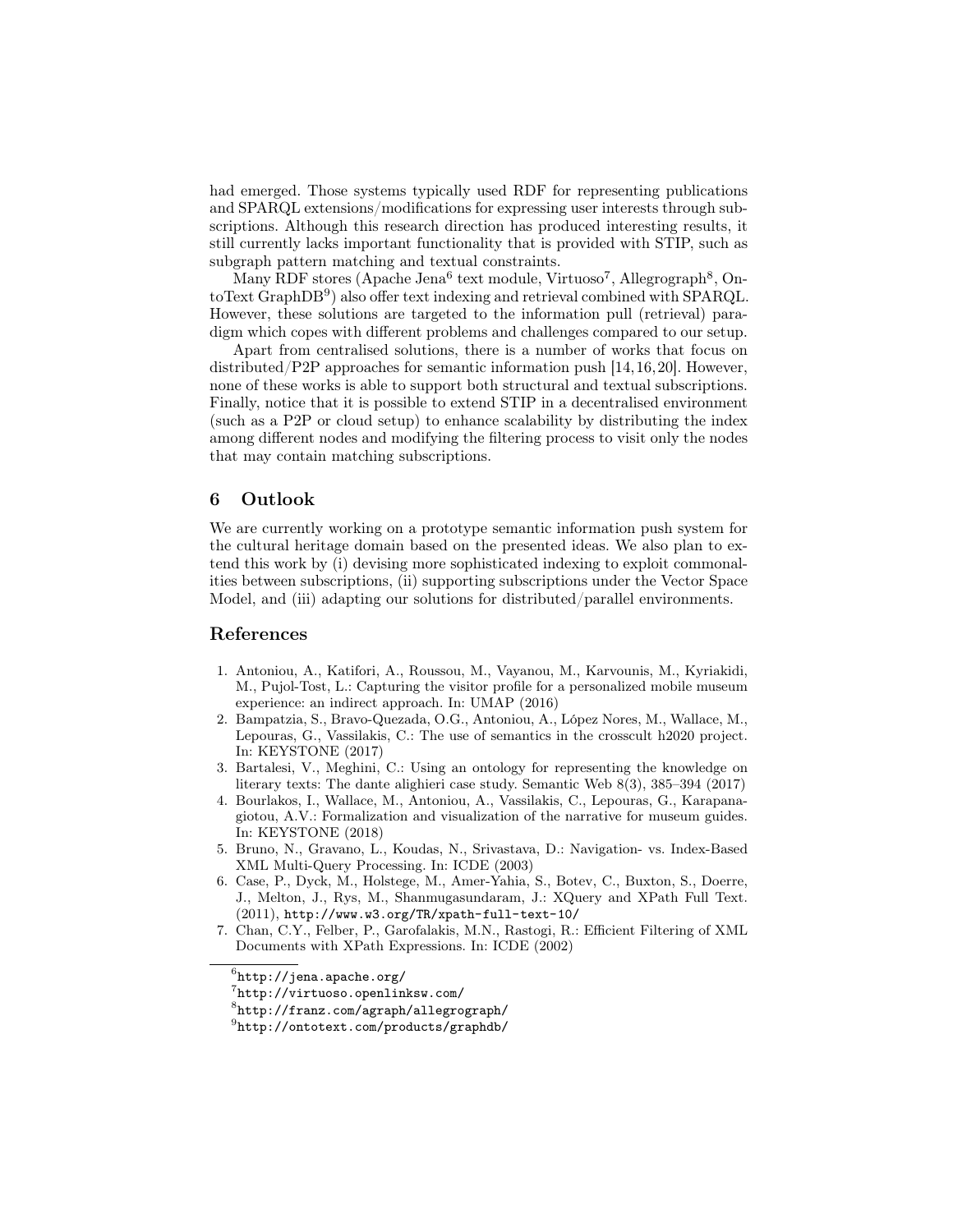had emerged. Those systems typically used RDF for representing publications and SPARQL extensions/modifications for expressing user interests through subscriptions. Although this research direction has produced interesting results, it still currently lacks important functionality that is provided with STIP, such as subgraph pattern matching and textual constraints.

Many RDF stores (Apache Jena[6] text module, Virtuoso[7], Allegrograph[8], OntoText GraphDB[9]) also offer text indexing and retrieval combined with SPARQL. However, these solutions are targeted to the information pull (retrieval) paradigm which copes with different problems and challenges compared to our setup.

Apart from centralised solutions, there is a number of works that focus on distributed/P2P approaches for semantic information push [14,16,20]. However, none of these works is able to support both structural and textual subscriptions. Finally, notice that it is possible to extend STIP in a decentralised environment (such as a P2P or cloud setup) to enhance scalability by distributing the index among different nodes and modifying the filtering process to visit only the nodes that may contain matching subscriptions.

## 6 Outlook

We are currently working on a prototype semantic information push system for the cultural heritage domain based on the presented ideas. We also plan to extend this work by (i) devising more sophisticated indexing to exploit commonalities between subscriptions, (ii) supporting subscriptions under the Vector Space Model, and (iii) adapting our solutions for distributed/parallel environments.

## References

1. Antoniou, A., Katifori, A., Roussou, M., Vayanou, M., Karvounis, M., Kyriakidi, M., Pujol-Tost, L.: Capturing the visitor profile for a personalized mobile museum experience: an indirect approach. In: UMAP (2016)
2. Bampatzia, S., Bravo-Quezada, O.G., Antoniou, A., López Nores, M., Wallace, M., Lepouras, G., Vassilakis, C.: The use of semantics in the crosscult h2020 project. In: KEYSTONE (2017)
3. Bartalesi, V., Meghini, C.: Using an ontology for representing the knowledge on literary texts: The dante alighieri case study. Semantic Web 8(3), 385–394 (2017)
4. Bourlakos, I., Wallace, M., Antoniou, A., Vassilakis, C., Lepouras, G., Karapanagiotou, A.V.: Formalization and visualization of the narrative for museum guides. In: KEYSTONE (2018)
5. Bruno, N., Gravano, L., Koudas, N., Srivastava, D.: Navigation- vs. Index-Based XML Multi-Query Processing. In: ICDE (2003)
6. Case, P., Dyck, M., Holstege, M., Amer-Yahia, S., Botev, C., Buxton, S., Doerre, J., Melton, J., Rys, M., Shanmugasundaram, J.: XQuery and XPath Full Text. (2011), http://www.w3.org/TR/xpath-full-text-10/
7. Chan, C.Y., Felber, P., Garofalakis, M.N., Rastogi, R.: Efficient Filtering of XML Documents with XPath Expressions. In: ICDE (2002)

[6] http://jena.apache.org/

[7] http://virtuoso.openlinksw.com/

[8] http://franz.com/agraph/allegrograph/

[9] http://ontotext.com/products/graphdb/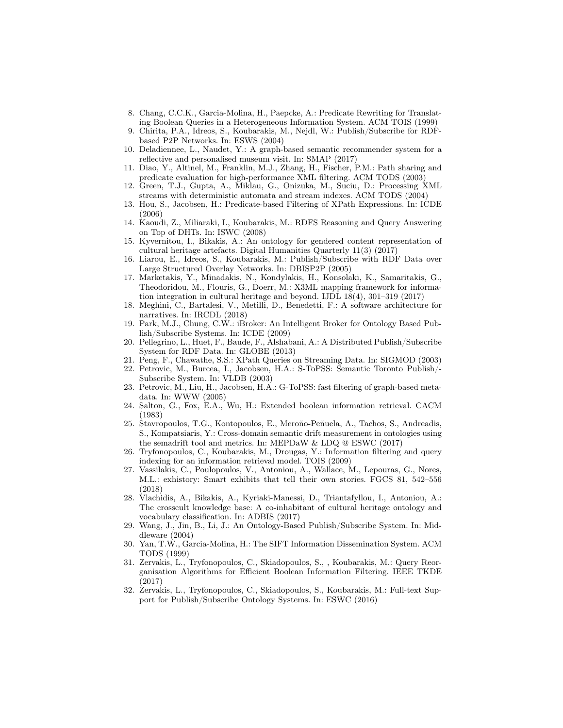8. Chang, C.C.K., Garcia-Molina, H., Paepcke, A.: Predicate Rewriting for Translating Boolean Queries in a Heterogeneous Information System. ACM TOIS (1999)
9. Chirita, P.A., Idreos, S., Koubarakis, M., Nejdl, W.: Publish/Subscribe for RDF-based P2P Networks. In: ESWS (2004)
10. Deladiennee, L., Naudet, Y.: A graph-based semantic recommender system for a reflective and personalised museum visit. In: SMAP (2017)
11. Diao, Y., Altinel, M., Franklin, M.J., Zhang, H., Fischer, P.M.: Path sharing and predicate evaluation for high-performance XML filtering. ACM TODS (2003)
12. Green, T.J., Gupta, A., Miklau, G., Onizuka, M., Suciu, D.: Processing XML streams with deterministic automata and stream indexes. ACM TODS (2004)
13. Hou, S., Jacobsen, H.: Predicate-based Filtering of XPath Expressions. In: ICDE (2006)
14. Kaoudi, Z., Miliaraki, I., Koubarakis, M.: RDFS Reasoning and Query Answering on Top of DHTs. In: ISWC (2008)
15. Kyvernitou, I., Bikakis, A.: An ontology for gendered content representation of cultural heritage artefacts. Digital Humanities Quarterly 11(3) (2017)
16. Liarou, E., Idreos, S., Koubarakis, M.: Publish/Subscribe with RDF Data over Large Structured Overlay Networks. In: DBISP2P (2005)
17. Marketakis, Y., Minadakis, N., Kondylakis, H., Konsolaki, K., Samaritakis, G., Theodoridou, M., Flouris, G., Doerr, M.: X3ML mapping framework for information integration in cultural heritage and beyond. IJDL 18(4), 301–319 (2017)
18. Meghini, C., Bartalesi, V., Metilli, D., Benedetti, F.: A software architecture for narratives. In: IRCDL (2018)
19. Park, M.J., Chung, C.W.: iBroker: An Intelligent Broker for Ontology Based Publish/Subscribe Systems. In: ICDE (2009)
20. Pellegrino, L., Huet, F., Baude, F., Alshabani, A.: A Distributed Publish/Subscribe System for RDF Data. In: GLOBE (2013)
21. Peng, F., Chawathe, S.S.: XPath Queries on Streaming Data. In: SIGMOD (2003)
22. Petrovic, M., Burcea, I., Jacobsen, H.A.: S-ToPSS: Semantic Toronto Publish/-Subscribe System. In: VLDB (2003)
23. Petrovic, M., Liu, H., Jacobsen, H.A.: G-ToPSS: fast filtering of graph-based metadata. In: WWW (2005)
24. Salton, G., Fox, E.A., Wu, H.: Extended boolean information retrieval. CACM (1983)
25. Stavropoulos, T.G., Kontopoulos, E., Meroño-Peñuela, A., Tachos, S., Andreadis, S., Kompatsiaris, Y.: Cross-domain semantic drift measurement in ontologies using the semadrift tool and metrics. In: MEPDaW & LDQ @ ESWC (2017)
26. Tryfonopoulos, C., Koubarakis, M., Drougas, Y.: Information filtering and query indexing for an information retrieval model. TOIS (2009)
27. Vassilakis, C., Poulopoulos, V., Antoniou, A., Wallace, M., Lepouras, G., Nores, M.L.: exhistory: Smart exhibits that tell their own stories. FGCS 81, 542–556 (2018)
28. Vlachidis, A., Bikakis, A., Kyriaki-Manessi, D., Triantafyllou, I., Antoniou, A.: The crosscult knowledge base: A co-inhabitant of cultural heritage ontology and vocabulary classification. In: ADBIS (2017)
29. Wang, J., Jin, B., Li, J.: An Ontology-Based Publish/Subscribe System. In: Middleware (2004)
30. Yan, T.W., Garcia-Molina, H.: The SIFT Information Dissemination System. ACM TODS (1999)
31. Zervakis, L., Tryfonopoulos, C., Skiadopoulos, S., , Koubarakis, M.: Query Reorganisation Algorithms for Efficient Boolean Information Filtering. IEEE TKDE (2017)
32. Zervakis, L., Tryfonopoulos, C., Skiadopoulos, S., Koubarakis, M.: Full-text Support for Publish/Subscribe Ontology Systems. In: ESWC (2016)